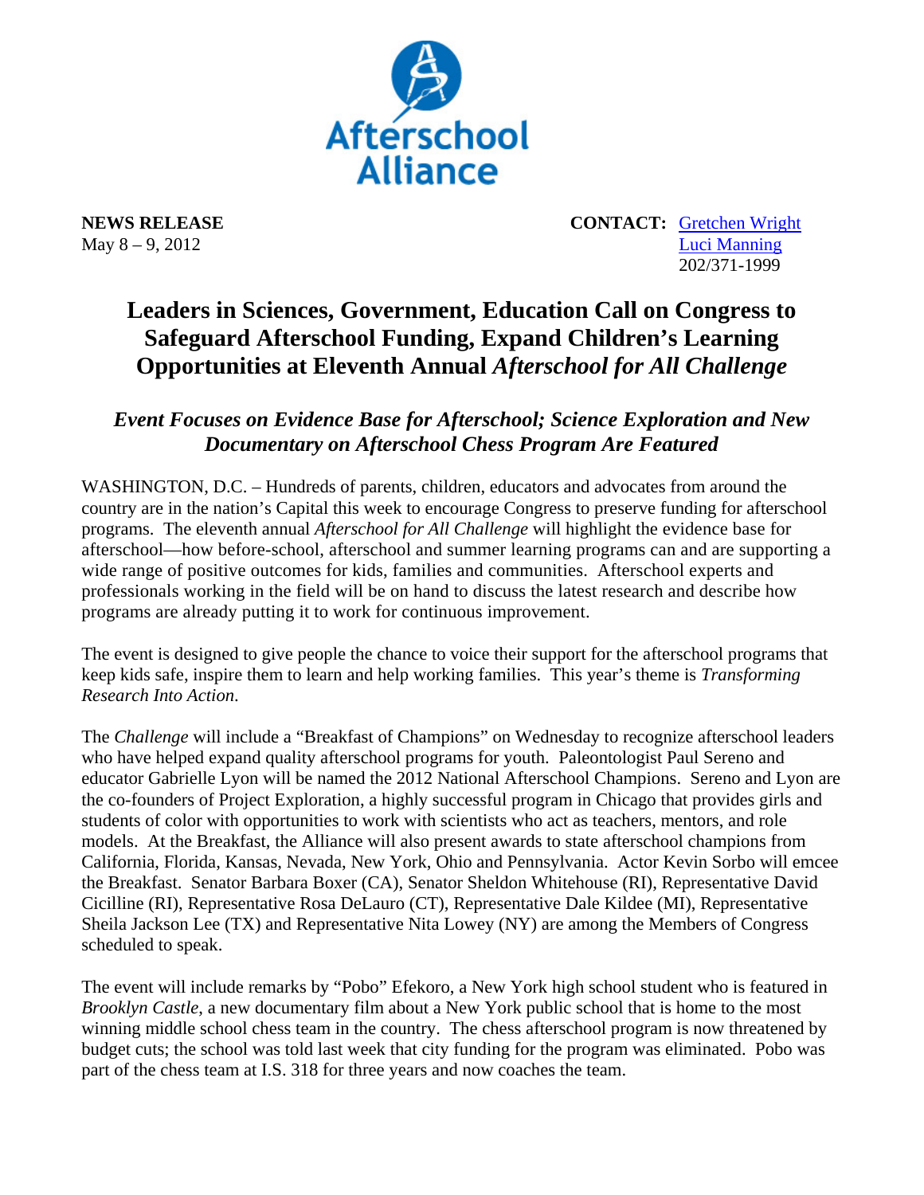Afterschool Alliance

**NEWS RELEASE**
May 8 – 9, 2012

**CONTACT:** Gretchen Wright
Luci Manning
202/371-1999

# Leaders in Sciences, Government, Education Call on Congress to Safeguard Afterschool Funding, Expand Children's Learning Opportunities at Eleventh Annual *Afterschool for All Challenge*

## *Event Focuses on Evidence Base for Afterschool; Science Exploration and New Documentary on Afterschool Chess Program Are Featured*

WASHINGTON, D.C. – Hundreds of parents, children, educators and advocates from around the country are in the nation's Capital this week to encourage Congress to preserve funding for afterschool programs. The eleventh annual *Afterschool for All Challenge* will highlight the evidence base for afterschool—how before-school, afterschool and summer learning programs can and are supporting a wide range of positive outcomes for kids, families and communities. Afterschool experts and professionals working in the field will be on hand to discuss the latest research and describe how programs are already putting it to work for continuous improvement.

The event is designed to give people the chance to voice their support for the afterschool programs that keep kids safe, inspire them to learn and help working families. This year's theme is *Transforming Research Into Action.*

The *Challenge* will include a "Breakfast of Champions" on Wednesday to recognize afterschool leaders who have helped expand quality afterschool programs for youth. Paleontologist Paul Sereno and educator Gabrielle Lyon will be named the 2012 National Afterschool Champions. Sereno and Lyon are the co-founders of Project Exploration, a highly successful program in Chicago that provides girls and students of color with opportunities to work with scientists who act as teachers, mentors, and role models. At the Breakfast, the Alliance will also present awards to state afterschool champions from California, Florida, Kansas, Nevada, New York, Ohio and Pennsylvania. Actor Kevin Sorbo will emcee the Breakfast. Senator Barbara Boxer (CA), Senator Sheldon Whitehouse (RI), Representative David Cicilline (RI), Representative Rosa DeLauro (CT), Representative Dale Kildee (MI), Representative Sheila Jackson Lee (TX) and Representative Nita Lowey (NY) are among the Members of Congress scheduled to speak.

The event will include remarks by "Pobo" Efekoro, a New York high school student who is featured in *Brooklyn Castle*, a new documentary film about a New York public school that is home to the most winning middle school chess team in the country. The chess afterschool program is now threatened by budget cuts; the school was told last week that city funding for the program was eliminated. Pobo was part of the chess team at I.S. 318 for three years and now coaches the team.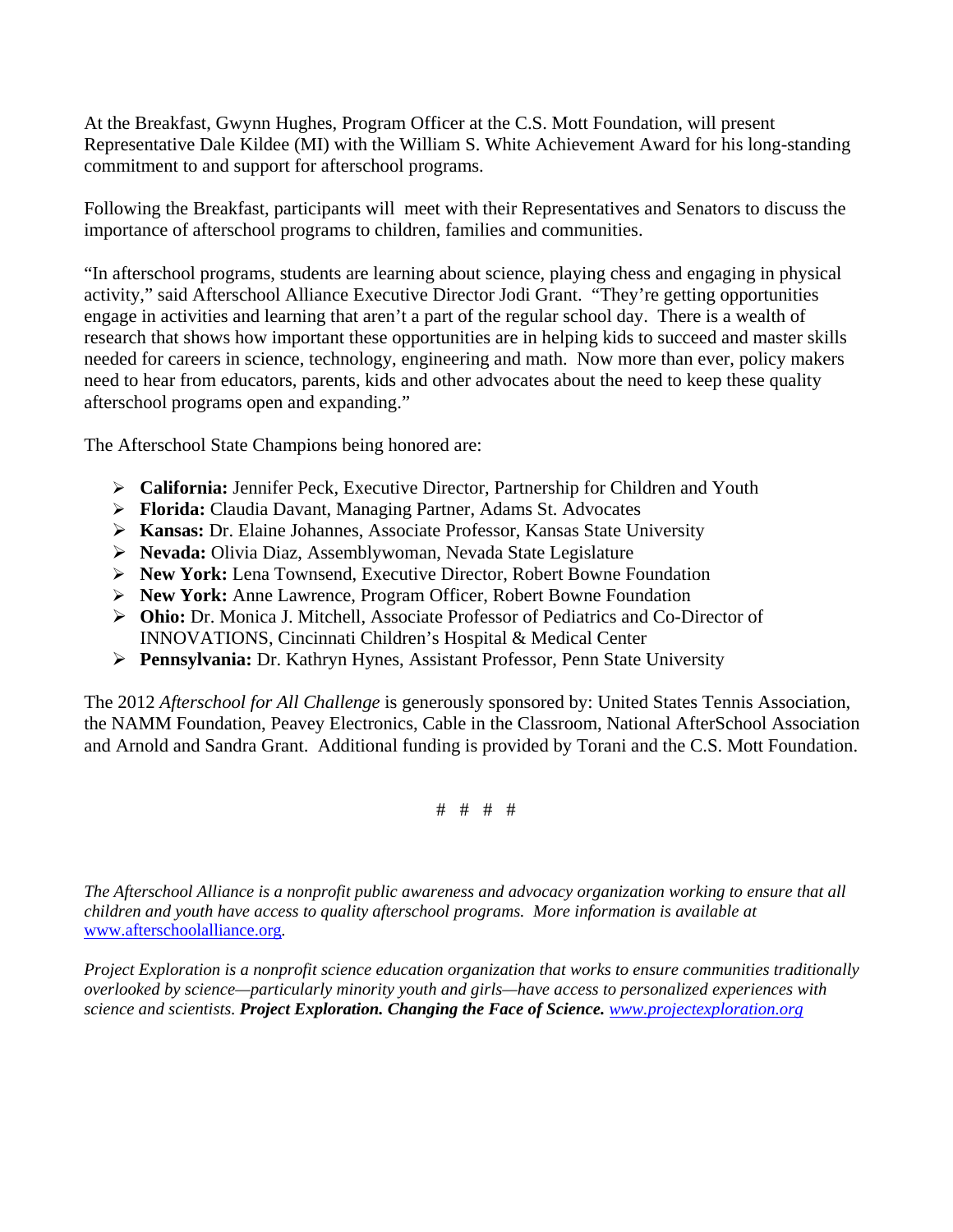At the Breakfast, Gwynn Hughes, Program Officer at the C.S. Mott Foundation, will present Representative Dale Kildee (MI) with the William S. White Achievement Award for his long-standing commitment to and support for afterschool programs.

Following the Breakfast, participants will meet with their Representatives and Senators to discuss the importance of afterschool programs to children, families and communities.

"In afterschool programs, students are learning about science, playing chess and engaging in physical activity," said Afterschool Alliance Executive Director Jodi Grant. "They're getting opportunities engage in activities and learning that aren't a part of the regular school day. There is a wealth of research that shows how important these opportunities are in helping kids to succeed and master skills needed for careers in science, technology, engineering and math. Now more than ever, policy makers need to hear from educators, parents, kids and other advocates about the need to keep these quality afterschool programs open and expanding."

The Afterschool State Champions being honored are:

- **California:** Jennifer Peck, Executive Director, Partnership for Children and Youth
- **Florida:** Claudia Davant, Managing Partner, Adams St. Advocates
- **Kansas:** Dr. Elaine Johannes, Associate Professor, Kansas State University
- **Nevada:** Olivia Diaz, Assemblywoman, Nevada State Legislature
- **New York:** Lena Townsend, Executive Director, Robert Bowne Foundation
- **New York:** Anne Lawrence, Program Officer, Robert Bowne Foundation
- **Ohio:** Dr. Monica J. Mitchell, Associate Professor of Pediatrics and Co-Director of INNOVATIONS, Cincinnati Children's Hospital & Medical Center
- **Pennsylvania:** Dr. Kathryn Hynes, Assistant Professor, Penn State University

The 2012 *Afterschool for All Challenge* is generously sponsored by: United States Tennis Association, the NAMM Foundation, Peavey Electronics, Cable in the Classroom, National AfterSchool Association and Arnold and Sandra Grant. Additional funding is provided by Torani and the C.S. Mott Foundation.

# # # #

*The Afterschool Alliance is a nonprofit public awareness and advocacy organization working to ensure that all children and youth have access to quality afterschool programs. More information is available at* www.afterschoolalliance.org*.*

*Project Exploration is a nonprofit science education organization that works to ensure communities traditionally overlooked by science—particularly minority youth and girls—have access to personalized experiences with science and scientists.* ***Project Exploration. Changing the Face of Science.*** *www.projectexploration.org*